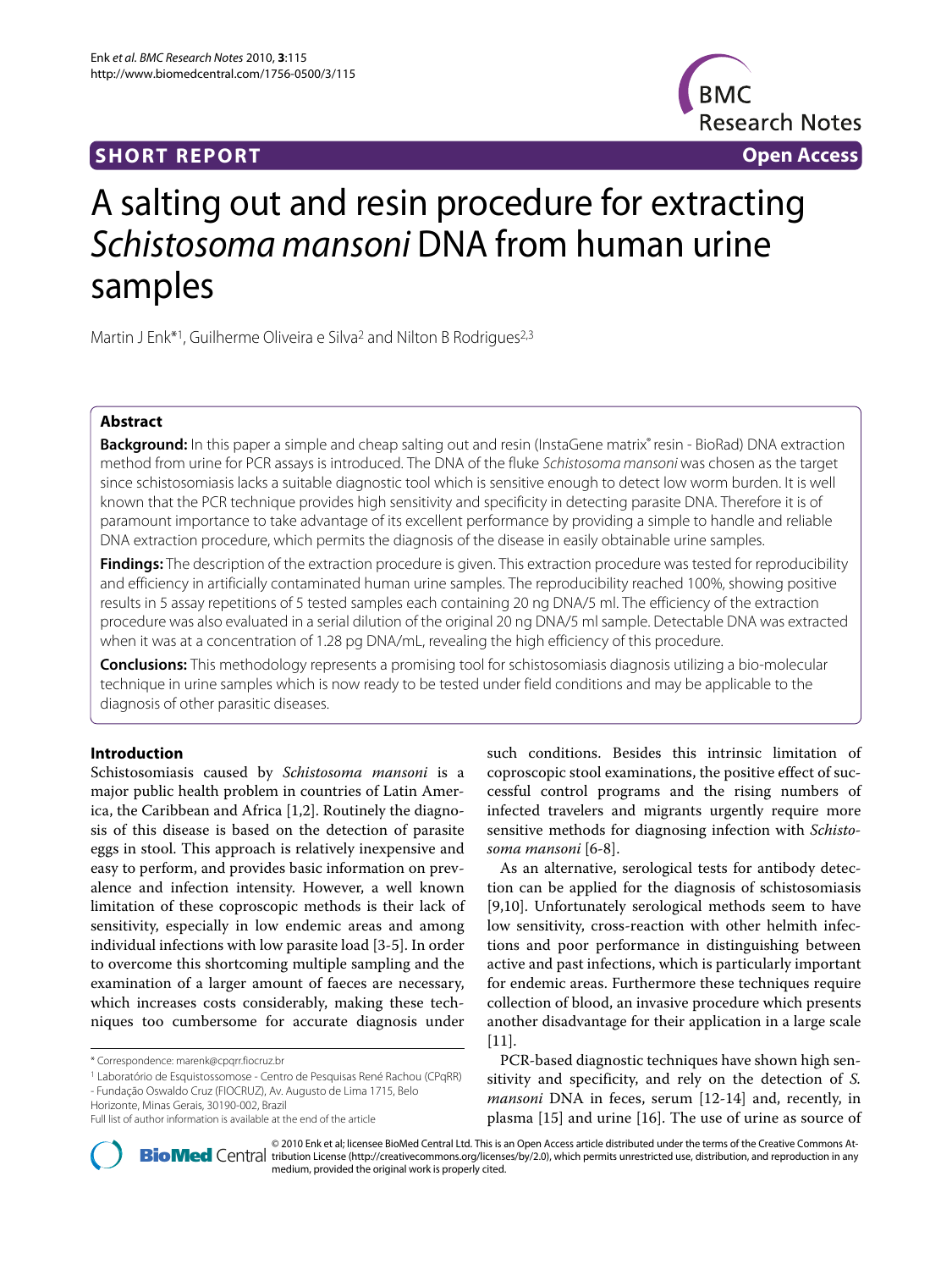**SHORT REPORT** **Open Access**

# A salting out and resin procedure for extracting *Schistosoma mansoni* DNA from human urine samples

Martin J Enk*[1], Guilherme Oliveira e Silva[2] and Nilton B Rodrigues[2,3]

## Abstract

**Background:** In this paper a simple and cheap salting out and resin (InstaGene matrix® resin - BioRad) DNA extraction method from urine for PCR assays is introduced. The DNA of the fluke *Schistosoma mansoni* was chosen as the target since schistosomiasis lacks a suitable diagnostic tool which is sensitive enough to detect low worm burden. It is well known that the PCR technique provides high sensitivity and specificity in detecting parasite DNA. Therefore it is of paramount importance to take advantage of its excellent performance by providing a simple to handle and reliable DNA extraction procedure, which permits the diagnosis of the disease in easily obtainable urine samples.

**Findings:** The description of the extraction procedure is given. This extraction procedure was tested for reproducibility and efficiency in artificially contaminated human urine samples. The reproducibility reached 100%, showing positive results in 5 assay repetitions of 5 tested samples each containing 20 ng DNA/5 ml. The efficiency of the extraction procedure was also evaluated in a serial dilution of the original 20 ng DNA/5 ml sample. Detectable DNA was extracted when it was at a concentration of 1.28 pg DNA/mL, revealing the high efficiency of this procedure.

**Conclusions:** This methodology represents a promising tool for schistosomiasis diagnosis utilizing a bio-molecular technique in urine samples which is now ready to be tested under field conditions and may be applicable to the diagnosis of other parasitic diseases.

## Introduction

Schistosomiasis caused by *Schistosoma mansoni* is a major public health problem in countries of Latin America, the Caribbean and Africa [1,2]. Routinely the diagnosis of this disease is based on the detection of parasite eggs in stool. This approach is relatively inexpensive and easy to perform, and provides basic information on prevalence and infection intensity. However, a well known limitation of these coproscopic methods is their lack of sensitivity, especially in low endemic areas and among individual infections with low parasite load [3-5]. In order to overcome this shortcoming multiple sampling and the examination of a larger amount of faeces are necessary, which increases costs considerably, making these techniques too cumbersome for accurate diagnosis under such conditions. Besides this intrinsic limitation of coproscopic stool examinations, the positive effect of successful control programs and the rising numbers of infected travelers and migrants urgently require more sensitive methods for diagnosing infection with *Schistosoma mansoni* [6-8].

As an alternative, serological tests for antibody detection can be applied for the diagnosis of schistosomiasis [9,10]. Unfortunately serological methods seem to have low sensitivity, cross-reaction with other helmith infections and poor performance in distinguishing between active and past infections, which is particularly important for endemic areas. Furthermore these techniques require collection of blood, an invasive procedure which presents another disadvantage for their application in a large scale [11].

PCR-based diagnostic techniques have shown high sensitivity and specificity, and rely on the detection of *S. mansoni* DNA in feces, serum [12-14] and, recently, in plasma [15] and urine [16]. The use of urine as source of

\* Correspondence: marenk@cpqrr.fiocruz.br
[1] Laboratório de Esquistossomose - Centro de Pesquisas René Rachou (CPqRR) - Fundação Oswaldo Cruz (FIOCRUZ), Av. Augusto de Lima 1715, Belo Horizonte, Minas Gerais, 30190-002, Brazil
Full list of author information is available at the end of the article

© 2010 Enk et al; licensee BioMed Central Ltd. This is an Open Access article distributed under the terms of the Creative Commons Attribution License (http://creativecommons.org/licenses/by/2.0), which permits unrestricted use, distribution, and reproduction in any medium, provided the original work is properly cited.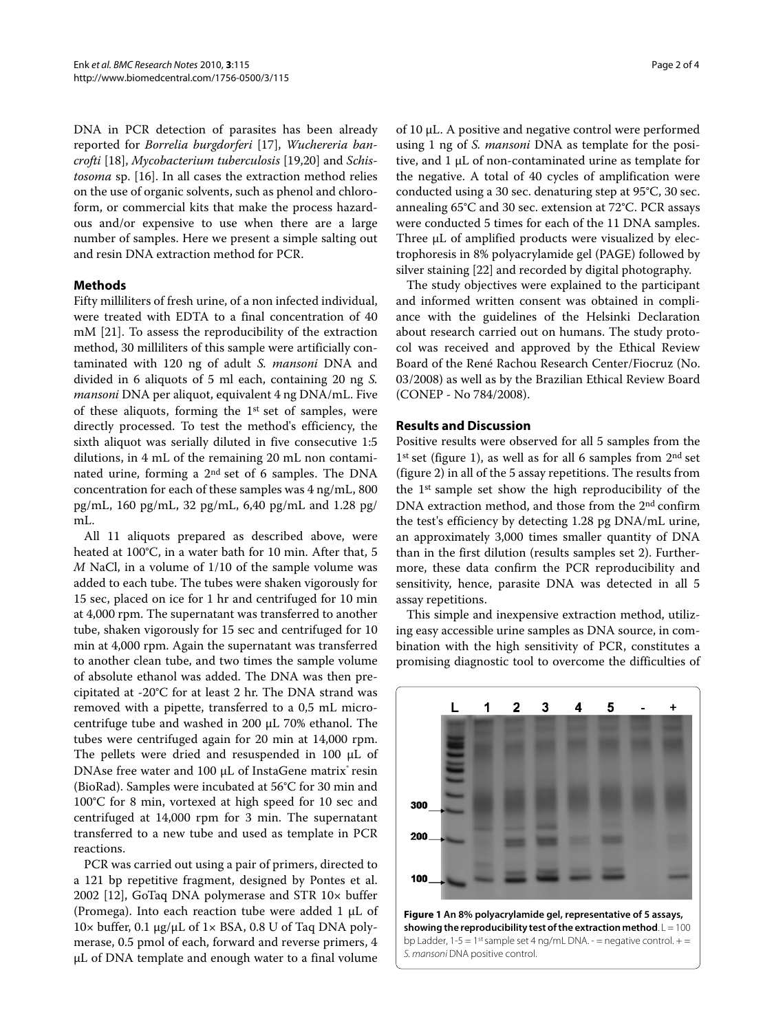DNA in PCR detection of parasites has been already reported for *Borrelia burgdorferi* [17], *Wuchereria bancrofti* [18], *Mycobacterium tuberculosis* [19,20] and *Schistosoma* sp. [16]. In all cases the extraction method relies on the use of organic solvents, such as phenol and chloroform, or commercial kits that make the process hazardous and/or expensive to use when there are a large number of samples. Here we present a simple salting out and resin DNA extraction method for PCR.

## Methods

Fifty milliliters of fresh urine, of a non infected individual, were treated with EDTA to a final concentration of 40 mM [21]. To assess the reproducibility of the extraction method, 30 milliliters of this sample were artificially contaminated with 120 ng of adult *S. mansoni* DNA and divided in 6 aliquots of 5 ml each, containing 20 ng *S. mansoni* DNA per aliquot, equivalent 4 ng DNA/mL. Five of these aliquots, forming the 1st set of samples, were directly processed. To test the method's efficiency, the sixth aliquot was serially diluted in five consecutive 1:5 dilutions, in 4 mL of the remaining 20 mL non contaminated urine, forming a 2nd set of 6 samples. The DNA concentration for each of these samples was 4 ng/mL, 800 pg/mL, 160 pg/mL, 32 pg/mL, 6,40 pg/mL and 1.28 pg/mL.

All 11 aliquots prepared as described above, were heated at 100°C, in a water bath for 10 min. After that, 5 *M* NaCl, in a volume of 1/10 of the sample volume was added to each tube. The tubes were shaken vigorously for 15 sec, placed on ice for 1 hr and centrifuged for 10 min at 4,000 rpm. The supernatant was transferred to another tube, shaken vigorously for 15 sec and centrifuged for 10 min at 4,000 rpm. Again the supernatant was transferred to another clean tube, and two times the sample volume of absolute ethanol was added. The DNA was then precipitated at -20°C for at least 2 hr. The DNA strand was removed with a pipette, transferred to a 0,5 mL microcentrifuge tube and washed in 200 μL 70% ethanol. The tubes were centrifuged again for 20 min at 14,000 rpm. The pellets were dried and resuspended in 100 μL of DNAse free water and 100 μL of InstaGene matrix® resin (BioRad). Samples were incubated at 56°C for 30 min and 100°C for 8 min, vortexed at high speed for 10 sec and centrifuged at 14,000 rpm for 3 min. The supernatant transferred to a new tube and used as template in PCR reactions.

PCR was carried out using a pair of primers, directed to a 121 bp repetitive fragment, designed by Pontes et al. 2002 [12], GoTaq DNA polymerase and STR 10× buffer (Promega). Into each reaction tube were added 1 μL of 10× buffer, 0.1 μg/μL of 1× BSA, 0.8 U of Taq DNA polymerase, 0.5 pmol of each, forward and reverse primers, 4 μL of DNA template and enough water to a final volume of 10 μL. A positive and negative control were performed using 1 ng of *S. mansoni* DNA as template for the positive, and 1 μL of non-contaminated urine as template for the negative. A total of 40 cycles of amplification were conducted using a 30 sec. denaturing step at 95°C, 30 sec. annealing 65°C and 30 sec. extension at 72°C. PCR assays were conducted 5 times for each of the 11 DNA samples. Three μL of amplified products were visualized by electrophoresis in 8% polyacrylamide gel (PAGE) followed by silver staining [22] and recorded by digital photography.

The study objectives were explained to the participant and informed written consent was obtained in compliance with the guidelines of the Helsinki Declaration about research carried out on humans. The study protocol was received and approved by the Ethical Review Board of the René Rachou Research Center/Fiocruz (No. 03/2008) as well as by the Brazilian Ethical Review Board (CONEP - No 784/2008).

## Results and Discussion

Positive results were observed for all 5 samples from the 1st set (figure 1), as well as for all 6 samples from 2nd set (figure 2) in all of the 5 assay repetitions. The results from the 1st sample set show the high reproducibility of the DNA extraction method, and those from the 2nd confirm the test's efficiency by detecting 1.28 pg DNA/mL urine, an approximately 3,000 times smaller quantity of DNA than in the first dilution (results samples set 2). Furthermore, these data confirm the PCR reproducibility and sensitivity, hence, parasite DNA was detected in all 5 assay repetitions.

This simple and inexpensive extraction method, utilizing easy accessible urine samples as DNA source, in combination with the high sensitivity of PCR, constitutes a promising diagnostic tool to overcome the difficulties of

**Figure 1 An 8% polyacrylamide gel, representative of 5 assays, showing the reproducibility test of the extraction method**. L = 100 bp Ladder, 1-5 = 1st sample set 4 ng/mL DNA. - = negative control. + = *S. mansoni* DNA positive control.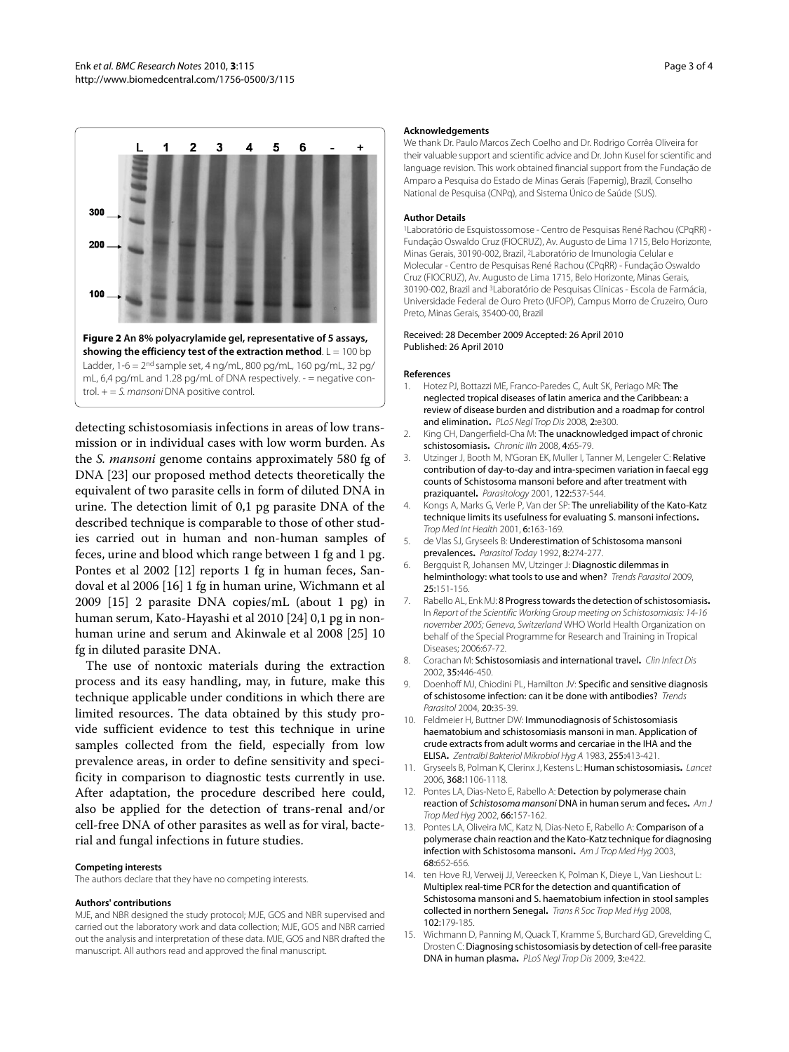**Figure 2 An 8% polyacrylamide gel, representative of 5 assays, showing the efficiency test of the extraction method**. L = 100 bp Ladder, 1-6 = 2nd sample set, 4 ng/mL, 800 pg/mL, 160 pg/mL, 32 pg/mL, 6,4 pg/mL and 1.28 pg/mL of DNA respectively. - = negative control. + = *S. mansoni* DNA positive control.

detecting schistosomiasis infections in areas of low transmission or in individual cases with low worm burden. As the *S. mansoni* genome contains approximately 580 fg of DNA [23] our proposed method detects theoretically the equivalent of two parasite cells in form of diluted DNA in urine. The detection limit of 0,1 pg parasite DNA of the described technique is comparable to those of other studies carried out in human and non-human samples of feces, urine and blood which range between 1 fg and 1 pg. Pontes et al 2002 [12] reports 1 fg in human feces, Sandoval et al 2006 [16] 1 fg in human urine, Wichmann et al 2009 [15] 2 parasite DNA copies/mL (about 1 pg) in human serum, Kato-Hayashi et al 2010 [24] 0,1 pg in non-human urine and serum and Akinwale et al 2008 [25] 10 fg in diluted parasite DNA.

The use of nontoxic materials during the extraction process and its easy handling, may, in future, make this technique applicable under conditions in which there are limited resources. The data obtained by this study provide sufficient evidence to test this technique in urine samples collected from the field, especially from low prevalence areas, in order to define sensitivity and specificity in comparison to diagnostic tests currently in use. After adaptation, the procedure described here could, also be applied for the detection of trans-renal and/or cell-free DNA of other parasites as well as for viral, bacterial and fungal infections in future studies.

#### Competing interests

The authors declare that they have no competing interests.

#### Authors' contributions

MJE, and NBR designed the study protocol; MJE, GOS and NBR supervised and carried out the laboratory work and data collection; MJE, GOS and NBR carried out the analysis and interpretation of these data. MJE, GOS and NBR drafted the manuscript. All authors read and approved the final manuscript.

#### Acknowledgements

We thank Dr. Paulo Marcos Zech Coelho and Dr. Rodrigo Corrêa Oliveira for their valuable support and scientific advice and Dr. John Kusel for scientific and language revision. This work obtained financial support from the Fundação de Amparo a Pesquisa do Estado de Minas Gerais (Fapemig), Brazil, Conselho National de Pesquisa (CNPq), and Sistema Único de Saúde (SUS).

#### Author Details

[1]Laboratório de Esquistossomose - Centro de Pesquisas René Rachou (CPqRR) - Fundação Oswaldo Cruz (FIOCRUZ), Av. Augusto de Lima 1715, Belo Horizonte, Minas Gerais, 30190-002, Brazil, [2]Laboratório de Imunologia Celular e Molecular - Centro de Pesquisas René Rachou (CPqRR) - Fundação Oswaldo Cruz (FIOCRUZ), Av. Augusto de Lima 1715, Belo Horizonte, Minas Gerais, 30190-002, Brazil and [3]Laboratório de Pesquisas Clínicas - Escola de Farmácia, Universidade Federal de Ouro Preto (UFOP), Campus Morro de Cruzeiro, Ouro Preto, Minas Gerais, 35400-00, Brazil

Received: 28 December 2009 Accepted: 26 April 2010
Published: 26 April 2010

#### References

1. Hotez PJ, Bottazzi ME, Franco-Paredes C, Ault SK, Periago MR: **The neglected tropical diseases of latin america and the Caribbean: a review of disease burden and distribution and a roadmap for control and elimination.** *PLoS Negl Trop Dis* 2008, **2:**e300.
2. King CH, Dangerfield-Cha M: **The unacknowledged impact of chronic schistosomiasis.** *Chronic Illn* 2008, **4:**65-79.
3. Utzinger J, Booth M, N'Goran EK, Muller I, Tanner M, Lengeler C: **Relative contribution of day-to-day and intra-specimen variation in faecal egg counts of Schistosoma mansoni before and after treatment with praziquantel.** *Parasitology* 2001, **122:**537-544.
4. Kongs A, Marks G, Verle P, Van der SP: **The unreliability of the Kato-Katz technique limits its usefulness for evaluating S. mansoni infections.** *Trop Med Int Health* 2001, **6:**163-169.
5. de Vlas SJ, Gryseels B: **Underestimation of Schistosoma mansoni prevalences.** *Parasitol Today* 1992, **8:**274-277.
6. Bergquist R, Johansen MV, Utzinger J: **Diagnostic dilemmas in helminthology: what tools to use and when?** *Trends Parasitol* 2009, **25:**151-156.
7. Rabello AL, Enk MJ: **8 Progress towards the detection of schistosomiasis.** In *Report of the Scientific Working Group meeting on Schistosomiasis: 14-16 november 2005; Geneva, Switzerland* WHO World Health Organization on behalf of the Special Programme for Research and Training in Tropical Diseases; 2006:67-72.
8. Corachan M: **Schistosomiasis and international travel.** *Clin Infect Dis* 2002, **35:**446-450.
9. Doenhoff MJ, Chiodini PL, Hamilton JV: **Specific and sensitive diagnosis of schistosome infection: can it be done with antibodies?** *Trends Parasitol* 2004, **20:**35-39.
10. Feldmeier H, Buttner DW: **Immunodiagnosis of Schistosomiasis haematobium and schistosomiasis mansoni in man. Application of crude extracts from adult worms and cercariae in the IHA and the ELISA.** *Zentralbl Bakteriol Mikrobiol Hyg A* 1983, **255:**413-421.
11. Gryseels B, Polman K, Clerinx J, Kestens L: **Human schistosomiasis.** *Lancet* 2006, **368:**1106-1118.
12. Pontes LA, Dias-Neto E, Rabello A: **Detection by polymerase chain reaction of *Schistosoma mansoni* DNA in human serum and feces.** *Am J Trop Med Hyg* 2002, **66:**157-162.
13. Pontes LA, Oliveira MC, Katz N, Dias-Neto E, Rabello A: **Comparison of a polymerase chain reaction and the Kato-Katz technique for diagnosing infection with Schistosoma mansoni.** *Am J Trop Med Hyg* 2003, **68:**652-656.
14. ten Hove RJ, Verweij JJ, Vereecken K, Polman K, Dieye L, Van Lieshout L: **Multiplex real-time PCR for the detection and quantification of Schistosoma mansoni and S. haematobium infection in stool samples collected in northern Senegal.** *Trans R Soc Trop Med Hyg* 2008, **102:**179-185.
15. Wichmann D, Panning M, Quack T, Kramme S, Burchard GD, Grevelding C, Drosten C: **Diagnosing schistosomiasis by detection of cell-free parasite DNA in human plasma.** *PLoS Negl Trop Dis* 2009, **3:**e422.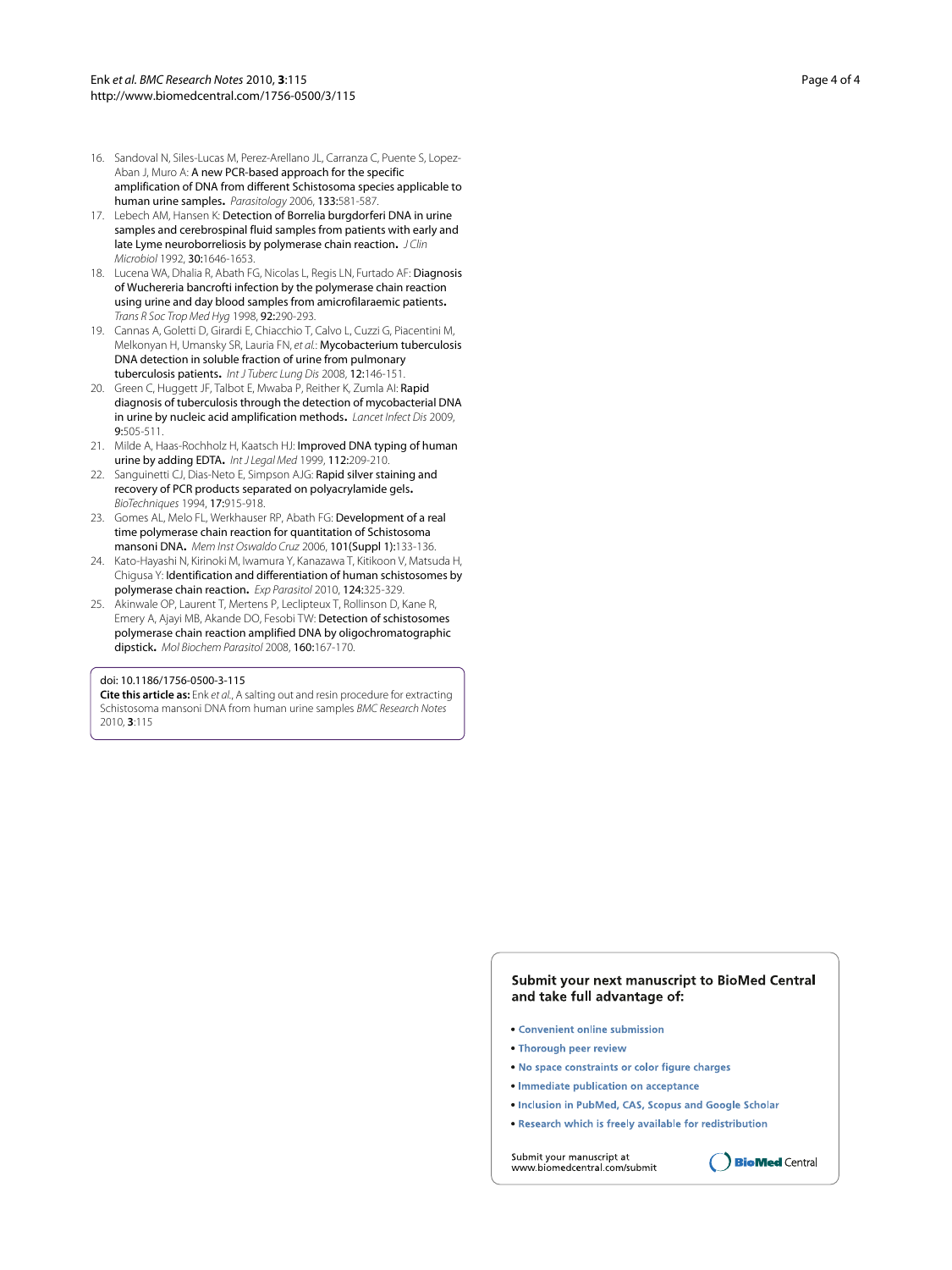16. Sandoval N, Siles-Lucas M, Perez-Arellano JL, Carranza C, Puente S, Lopez-Aban J, Muro A: **A new PCR-based approach for the specific amplification of DNA from different Schistosoma species applicable to human urine samples.** *Parasitology* 2006, **133:**581-587.
17. Lebech AM, Hansen K: **Detection of Borrelia burgdorferi DNA in urine samples and cerebrospinal fluid samples from patients with early and late Lyme neuroborreliosis by polymerase chain reaction.** *J Clin Microbiol* 1992, **30:**1646-1653.
18. Lucena WA, Dhalia R, Abath FG, Nicolas L, Regis LN, Furtado AF: **Diagnosis of Wuchereria bancrofti infection by the polymerase chain reaction using urine and day blood samples from amicrofilaraemic patients.** *Trans R Soc Trop Med Hyg* 1998, **92:**290-293.
19. Cannas A, Goletti D, Girardi E, Chiacchio T, Calvo L, Cuzzi G, Piacentini M, Melkonyan H, Umansky SR, Lauria FN, *et al.*: **Mycobacterium tuberculosis DNA detection in soluble fraction of urine from pulmonary tuberculosis patients.** *Int J Tuberc Lung Dis* 2008, **12:**146-151.
20. Green C, Huggett JF, Talbot E, Mwaba P, Reither K, Zumla AI: **Rapid diagnosis of tuberculosis through the detection of mycobacterial DNA in urine by nucleic acid amplification methods.** *Lancet Infect Dis* 2009, **9:**505-511.
21. Milde A, Haas-Rochholz H, Kaatsch HJ: **Improved DNA typing of human urine by adding EDTA.** *Int J Legal Med* 1999, **112:**209-210.
22. Sanguinetti CJ, Dias-Neto E, Simpson AJG: **Rapid silver staining and recovery of PCR products separated on polyacrylamide gels.** *BioTechniques* 1994, **17:**915-918.
23. Gomes AL, Melo FL, Werkhauser RP, Abath FG: **Development of a real time polymerase chain reaction for quantitation of Schistosoma mansoni DNA.** *Mem Inst Oswaldo Cruz* 2006, **101(Suppl 1):**133-136.
24. Kato-Hayashi N, Kirinoki M, Iwamura Y, Kanazawa T, Kitikoon V, Matsuda H, Chigusa Y: **Identification and differentiation of human schistosomes by polymerase chain reaction.** *Exp Parasitol* 2010, **124:**325-329.
25. Akinwale OP, Laurent T, Mertens P, Leclipteux T, Rollinson D, Kane R, Emery A, Ajayi MB, Akande DO, Fesobi TW: **Detection of schistosomes polymerase chain reaction amplified DNA by oligochromatographic dipstick.** *Mol Biochem Parasitol* 2008, **160:**167-170.

doi: 10.1186/1756-0500-3-115

**Cite this article as:** Enk *et al.*, A salting out and resin procedure for extracting Schistosoma mansoni DNA from human urine samples *BMC Research Notes* 2010, **3**:115

**Submit your next manuscript to BioMed Central and take full advantage of:**

- Convenient online submission
- Thorough peer review
- No space constraints or color figure charges
- Immediate publication on acceptance
- Inclusion in PubMed, CAS, Scopus and Google Scholar
- Research which is freely available for redistribution

Submit your manuscript at www.biomedcentral.com/submit

BioMed Central